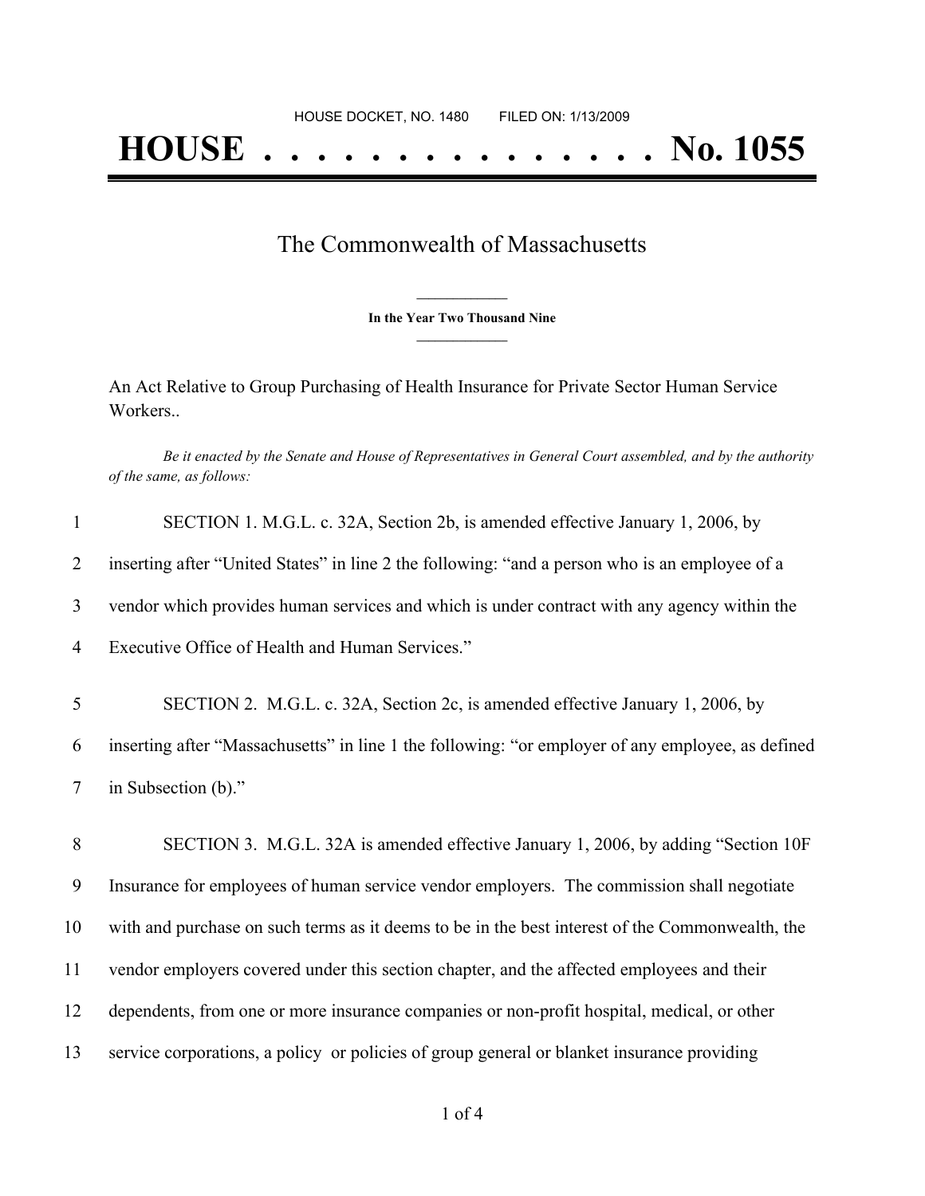HOUSE DOCKET, NO. 1480 FILED ON: 1/13/2009

# HOUSE . . . . . . . . . . . . . . . No. 1055

## The Commonwealth of Massachusetts

**In the Year Two Thousand Nine**

An Act Relative to Group Purchasing of Health Insurance for Private Sector Human Service Workers..

*Be it enacted by the Senate and House of Representatives in General Court assembled, and by the authority of the same, as follows:*

1 SECTION 1. M.G.L. c. 32A, Section 2b, is amended effective January 1, 2006, by
2 inserting after "United States" in line 2 the following: "and a person who is an employee of a
3 vendor which provides human services and which is under contract with any agency within the
4 Executive Office of Health and Human Services."

5 SECTION 2. M.G.L. c. 32A, Section 2c, is amended effective January 1, 2006, by
6 inserting after "Massachusetts" in line 1 the following: "or employer of any employee, as defined
7 in Subsection (b)."

8 SECTION 3. M.G.L. 32A is amended effective January 1, 2006, by adding "Section 10F
9 Insurance for employees of human service vendor employers. The commission shall negotiate
10 with and purchase on such terms as it deems to be in the best interest of the Commonwealth, the
11 vendor employers covered under this section chapter, and the affected employees and their
12 dependents, from one or more insurance companies or non-profit hospital, medical, or other
13 service corporations, a policy or policies of group general or blanket insurance providing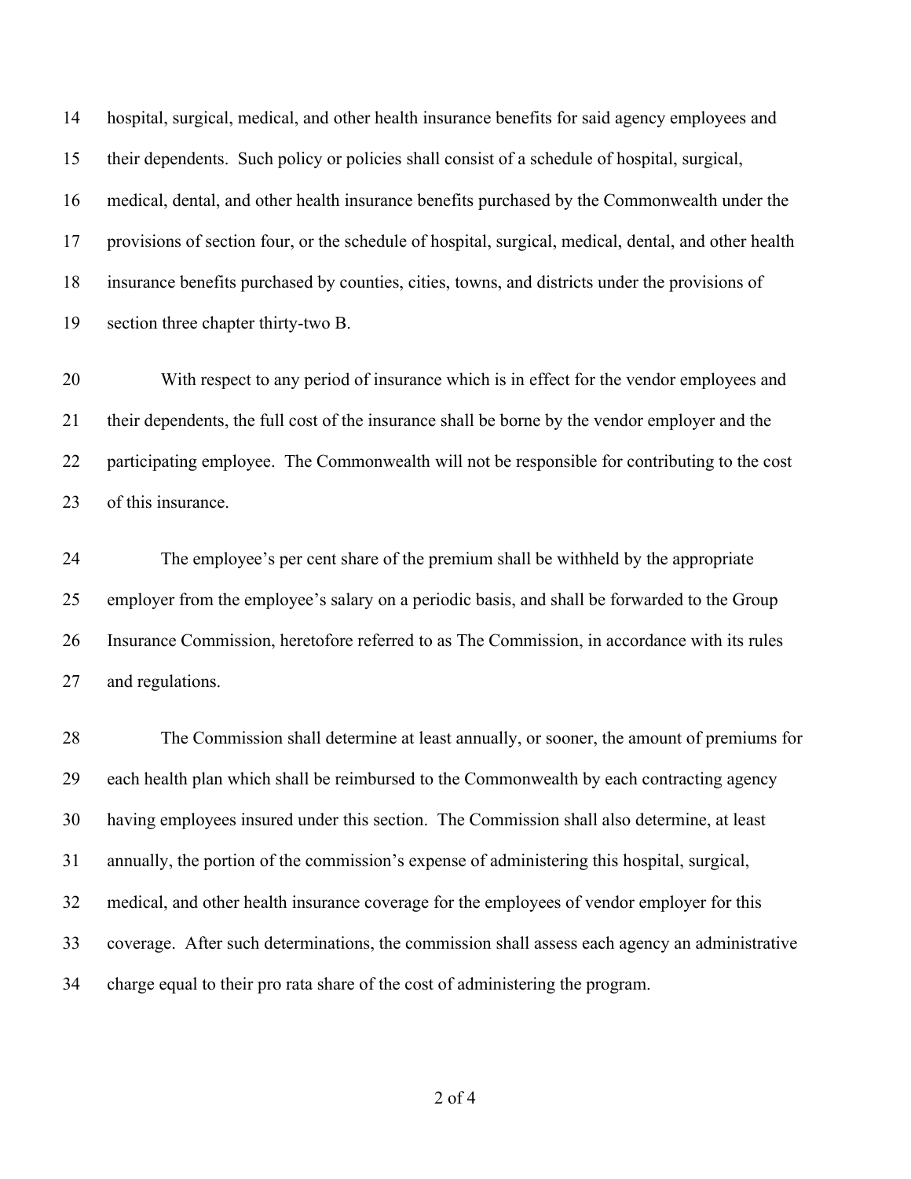hospital, surgical, medical, and other health insurance benefits for said agency employees and their dependents. Such policy or policies shall consist of a schedule of hospital, surgical, medical, dental, and other health insurance benefits purchased by the Commonwealth under the provisions of section four, or the schedule of hospital, surgical, medical, dental, and other health insurance benefits purchased by counties, cities, towns, and districts under the provisions of section three chapter thirty-two B.

With respect to any period of insurance which is in effect for the vendor employees and their dependents, the full cost of the insurance shall be borne by the vendor employer and the participating employee. The Commonwealth will not be responsible for contributing to the cost of this insurance.

The employee's per cent share of the premium shall be withheld by the appropriate employer from the employee's salary on a periodic basis, and shall be forwarded to the Group Insurance Commission, heretofore referred to as The Commission, in accordance with its rules and regulations.

The Commission shall determine at least annually, or sooner, the amount of premiums for each health plan which shall be reimbursed to the Commonwealth by each contracting agency having employees insured under this section. The Commission shall also determine, at least annually, the portion of the commission's expense of administering this hospital, surgical, medical, and other health insurance coverage for the employees of vendor employer for this coverage. After such determinations, the commission shall assess each agency an administrative charge equal to their pro rata share of the cost of administering the program.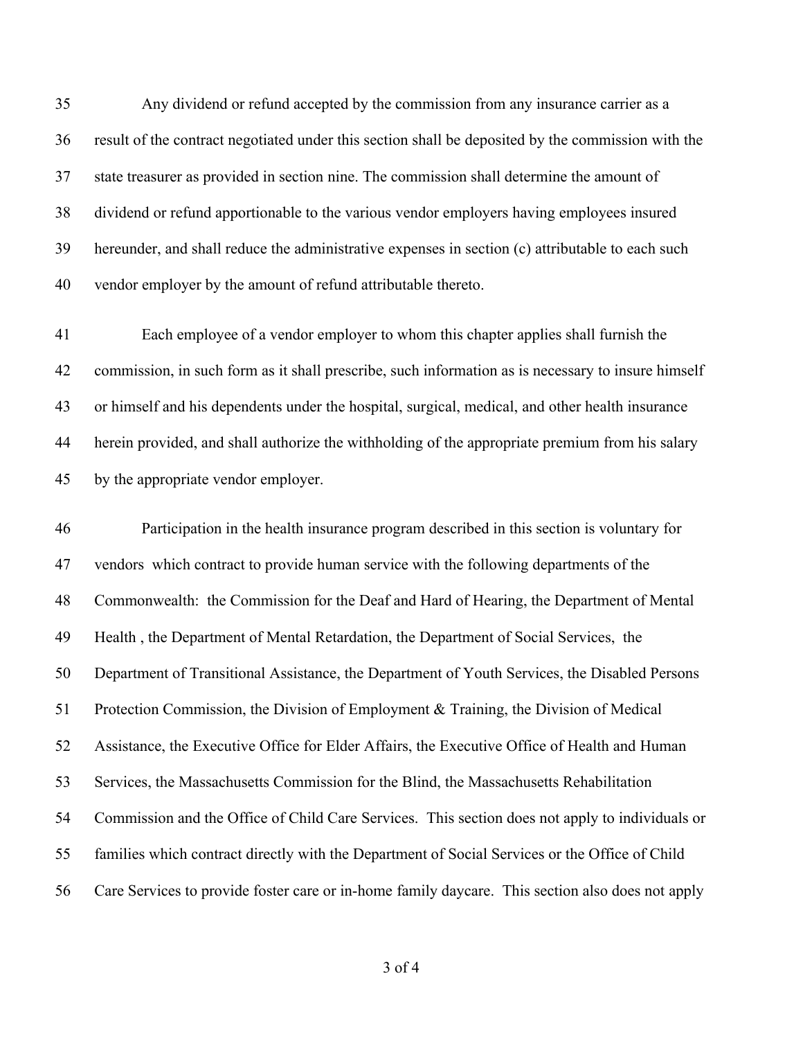Any dividend or refund accepted by the commission from any insurance carrier as a result of the contract negotiated under this section shall be deposited by the commission with the state treasurer as provided in section nine. The commission shall determine the amount of dividend or refund apportionable to the various vendor employers having employees insured hereunder, and shall reduce the administrative expenses in section (c) attributable to each such vendor employer by the amount of refund attributable thereto.

Each employee of a vendor employer to whom this chapter applies shall furnish the commission, in such form as it shall prescribe, such information as is necessary to insure himself or himself and his dependents under the hospital, surgical, medical, and other health insurance herein provided, and shall authorize the withholding of the appropriate premium from his salary by the appropriate vendor employer.

Participation in the health insurance program described in this section is voluntary for vendors which contract to provide human service with the following departments of the Commonwealth: the Commission for the Deaf and Hard of Hearing, the Department of Mental Health , the Department of Mental Retardation, the Department of Social Services, the Department of Transitional Assistance, the Department of Youth Services, the Disabled Persons Protection Commission, the Division of Employment & Training, the Division of Medical Assistance, the Executive Office for Elder Affairs, the Executive Office of Health and Human Services, the Massachusetts Commission for the Blind, the Massachusetts Rehabilitation Commission and the Office of Child Care Services. This section does not apply to individuals or families which contract directly with the Department of Social Services or the Office of Child Care Services to provide foster care or in-home family daycare. This section also does not apply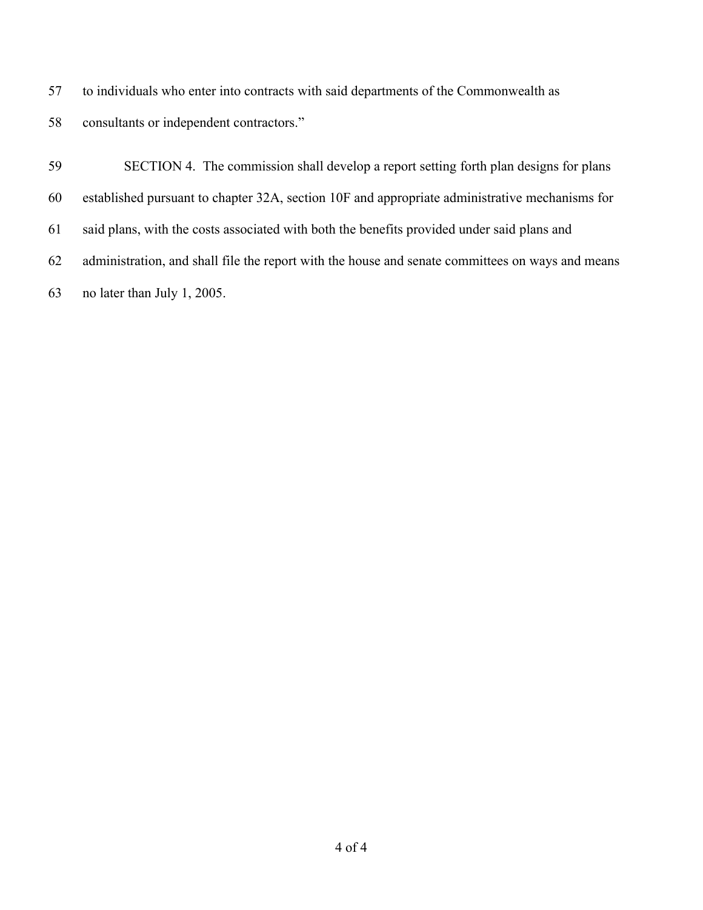to individuals who enter into contracts with said departments of the Commonwealth as consultants or independent contractors."

SECTION 4. The commission shall develop a report setting forth plan designs for plans established pursuant to chapter 32A, section 10F and appropriate administrative mechanisms for said plans, with the costs associated with both the benefits provided under said plans and administration, and shall file the report with the house and senate committees on ways and means no later than July 1, 2005.